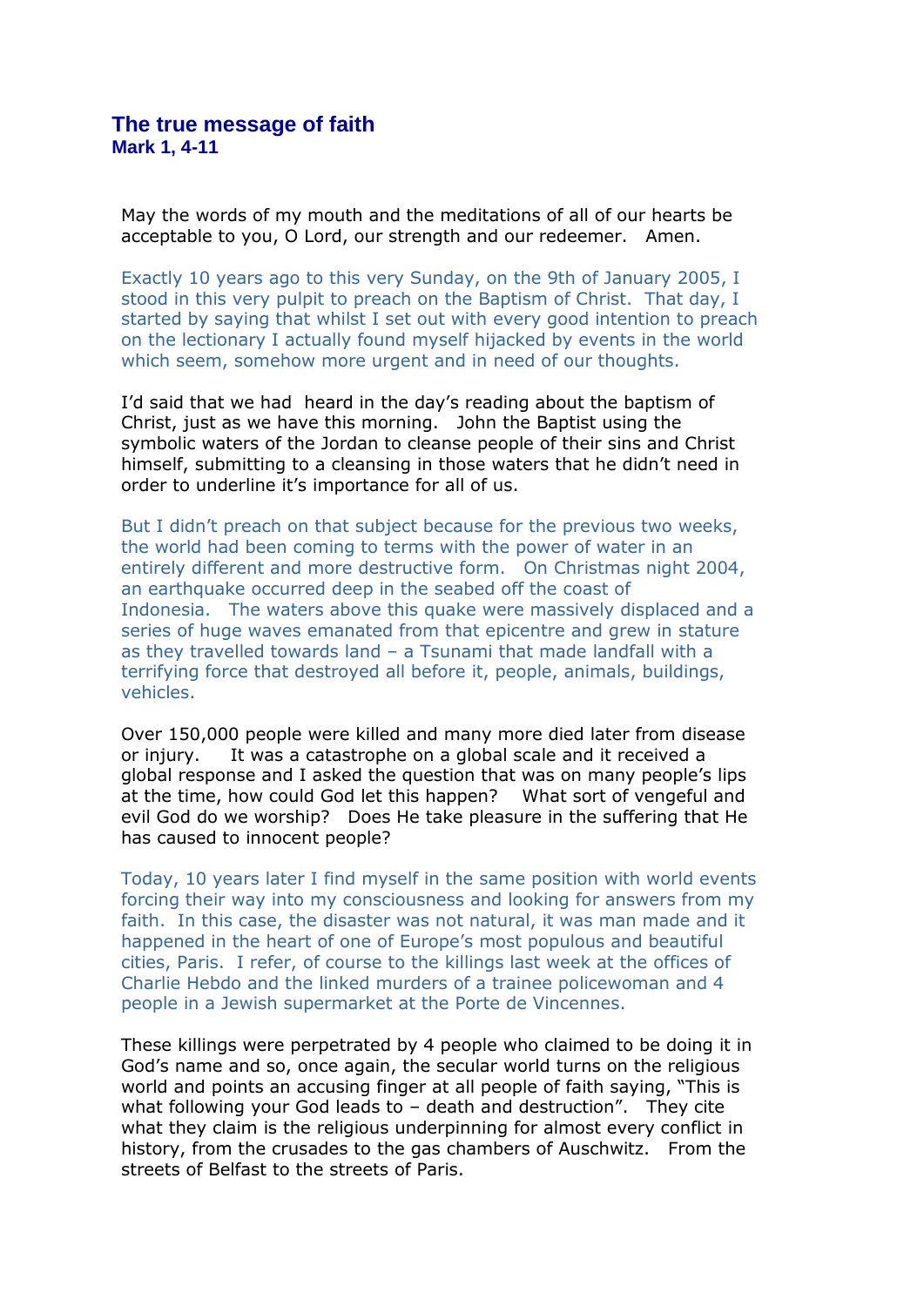# The true message of faith

**Mark 1, 4-11**

May the words of my mouth and the meditations of all of our hearts be acceptable to you, O Lord, our strength and our redeemer. Amen.

Exactly 10 years ago to this very Sunday, on the 9th of January 2005, I stood in this very pulpit to preach on the Baptism of Christ. That day, I started by saying that whilst I set out with every good intention to preach on the lectionary I actually found myself hijacked by events in the world which seem, somehow more urgent and in need of our thoughts.

I'd said that we had heard in the day's reading about the baptism of Christ, just as we have this morning. John the Baptist using the symbolic waters of the Jordan to cleanse people of their sins and Christ himself, submitting to a cleansing in those waters that he didn't need in order to underline it's importance for all of us.

But I didn't preach on that subject because for the previous two weeks, the world had been coming to terms with the power of water in an entirely different and more destructive form. On Christmas night 2004, an earthquake occurred deep in the seabed off the coast of Indonesia. The waters above this quake were massively displaced and a series of huge waves emanated from that epicentre and grew in stature as they travelled towards land – a Tsunami that made landfall with a terrifying force that destroyed all before it, people, animals, buildings, vehicles.

Over 150,000 people were killed and many more died later from disease or injury. It was a catastrophe on a global scale and it received a global response and I asked the question that was on many people's lips at the time, how could God let this happen? What sort of vengeful and evil God do we worship? Does He take pleasure in the suffering that He has caused to innocent people?

Today, 10 years later I find myself in the same position with world events forcing their way into my consciousness and looking for answers from my faith. In this case, the disaster was not natural, it was man made and it happened in the heart of one of Europe's most populous and beautiful cities, Paris. I refer, of course to the killings last week at the offices of Charlie Hebdo and the linked murders of a trainee policewoman and 4 people in a Jewish supermarket at the Porte de Vincennes.

These killings were perpetrated by 4 people who claimed to be doing it in God's name and so, once again, the secular world turns on the religious world and points an accusing finger at all people of faith saying, "This is what following your God leads to – death and destruction". They cite what they claim is the religious underpinning for almost every conflict in history, from the crusades to the gas chambers of Auschwitz. From the streets of Belfast to the streets of Paris.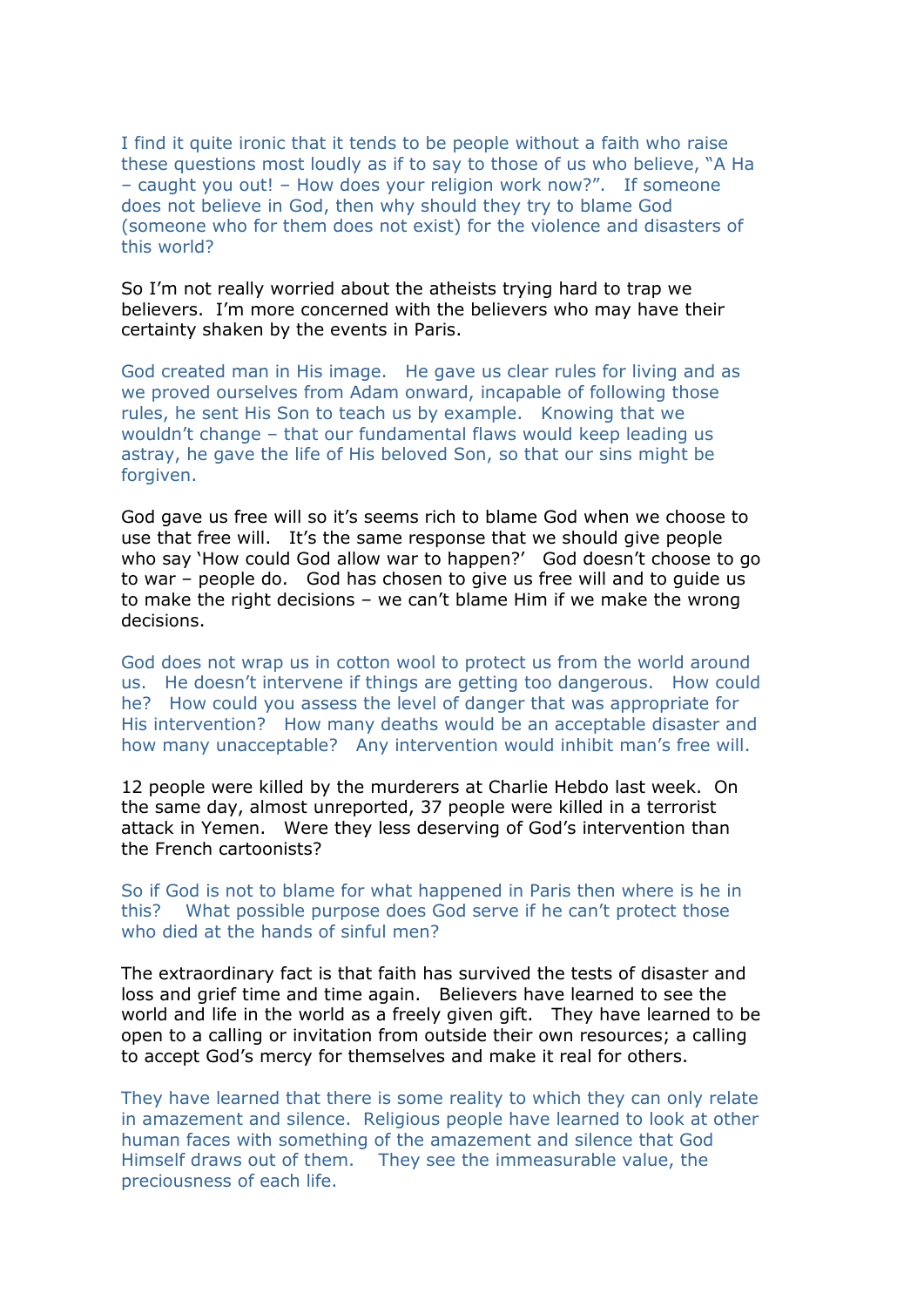I find it quite ironic that it tends to be people without a faith who raise these questions most loudly as if to say to those of us who believe, "A Ha – caught you out! – How does your religion work now?". If someone does not believe in God, then why should they try to blame God (someone who for them does not exist) for the violence and disasters of this world?

So I'm not really worried about the atheists trying hard to trap we believers. I'm more concerned with the believers who may have their certainty shaken by the events in Paris.

God created man in His image. He gave us clear rules for living and as we proved ourselves from Adam onward, incapable of following those rules, he sent His Son to teach us by example. Knowing that we wouldn't change – that our fundamental flaws would keep leading us astray, he gave the life of His beloved Son, so that our sins might be forgiven.

God gave us free will so it's seems rich to blame God when we choose to use that free will. It's the same response that we should give people who say 'How could God allow war to happen?' God doesn't choose to go to war – people do. God has chosen to give us free will and to guide us to make the right decisions – we can't blame Him if we make the wrong decisions.

God does not wrap us in cotton wool to protect us from the world around us. He doesn't intervene if things are getting too dangerous. How could he? How could you assess the level of danger that was appropriate for His intervention? How many deaths would be an acceptable disaster and how many unacceptable? Any intervention would inhibit man's free will.

12 people were killed by the murderers at Charlie Hebdo last week. On the same day, almost unreported, 37 people were killed in a terrorist attack in Yemen. Were they less deserving of God's intervention than the French cartoonists?

So if God is not to blame for what happened in Paris then where is he in this? What possible purpose does God serve if he can't protect those who died at the hands of sinful men?

The extraordinary fact is that faith has survived the tests of disaster and loss and grief time and time again. Believers have learned to see the world and life in the world as a freely given gift. They have learned to be open to a calling or invitation from outside their own resources; a calling to accept God's mercy for themselves and make it real for others.

They have learned that there is some reality to which they can only relate in amazement and silence. Religious people have learned to look at other human faces with something of the amazement and silence that God Himself draws out of them. They see the immeasurable value, the preciousness of each life.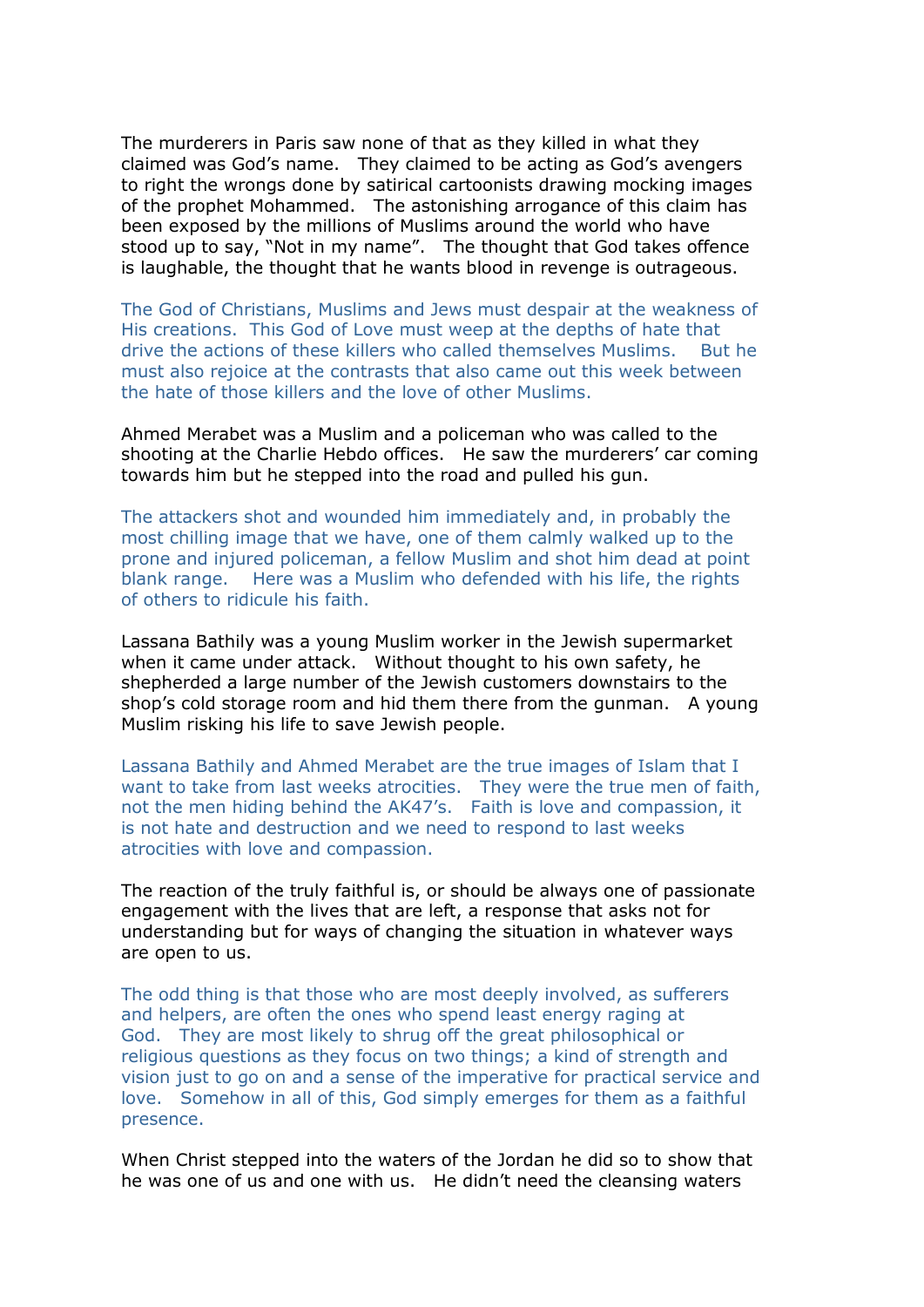The murderers in Paris saw none of that as they killed in what they claimed was God's name. They claimed to be acting as God's avengers to right the wrongs done by satirical cartoonists drawing mocking images of the prophet Mohammed. The astonishing arrogance of this claim has been exposed by the millions of Muslims around the world who have stood up to say, "Not in my name". The thought that God takes offence is laughable, the thought that he wants blood in revenge is outrageous.

The God of Christians, Muslims and Jews must despair at the weakness of His creations. This God of Love must weep at the depths of hate that drive the actions of these killers who called themselves Muslims. But he must also rejoice at the contrasts that also came out this week between the hate of those killers and the love of other Muslims.

Ahmed Merabet was a Muslim and a policeman who was called to the shooting at the Charlie Hebdo offices. He saw the murderers' car coming towards him but he stepped into the road and pulled his gun.

The attackers shot and wounded him immediately and, in probably the most chilling image that we have, one of them calmly walked up to the prone and injured policeman, a fellow Muslim and shot him dead at point blank range. Here was a Muslim who defended with his life, the rights of others to ridicule his faith.

Lassana Bathily was a young Muslim worker in the Jewish supermarket when it came under attack. Without thought to his own safety, he shepherded a large number of the Jewish customers downstairs to the shop's cold storage room and hid them there from the gunman. A young Muslim risking his life to save Jewish people.

Lassana Bathily and Ahmed Merabet are the true images of Islam that I want to take from last weeks atrocities. They were the true men of faith, not the men hiding behind the AK47's. Faith is love and compassion, it is not hate and destruction and we need to respond to last weeks atrocities with love and compassion.

The reaction of the truly faithful is, or should be always one of passionate engagement with the lives that are left, a response that asks not for understanding but for ways of changing the situation in whatever ways are open to us.

The odd thing is that those who are most deeply involved, as sufferers and helpers, are often the ones who spend least energy raging at God. They are most likely to shrug off the great philosophical or religious questions as they focus on two things; a kind of strength and vision just to go on and a sense of the imperative for practical service and love. Somehow in all of this, God simply emerges for them as a faithful presence.

When Christ stepped into the waters of the Jordan he did so to show that he was one of us and one with us. He didn't need the cleansing waters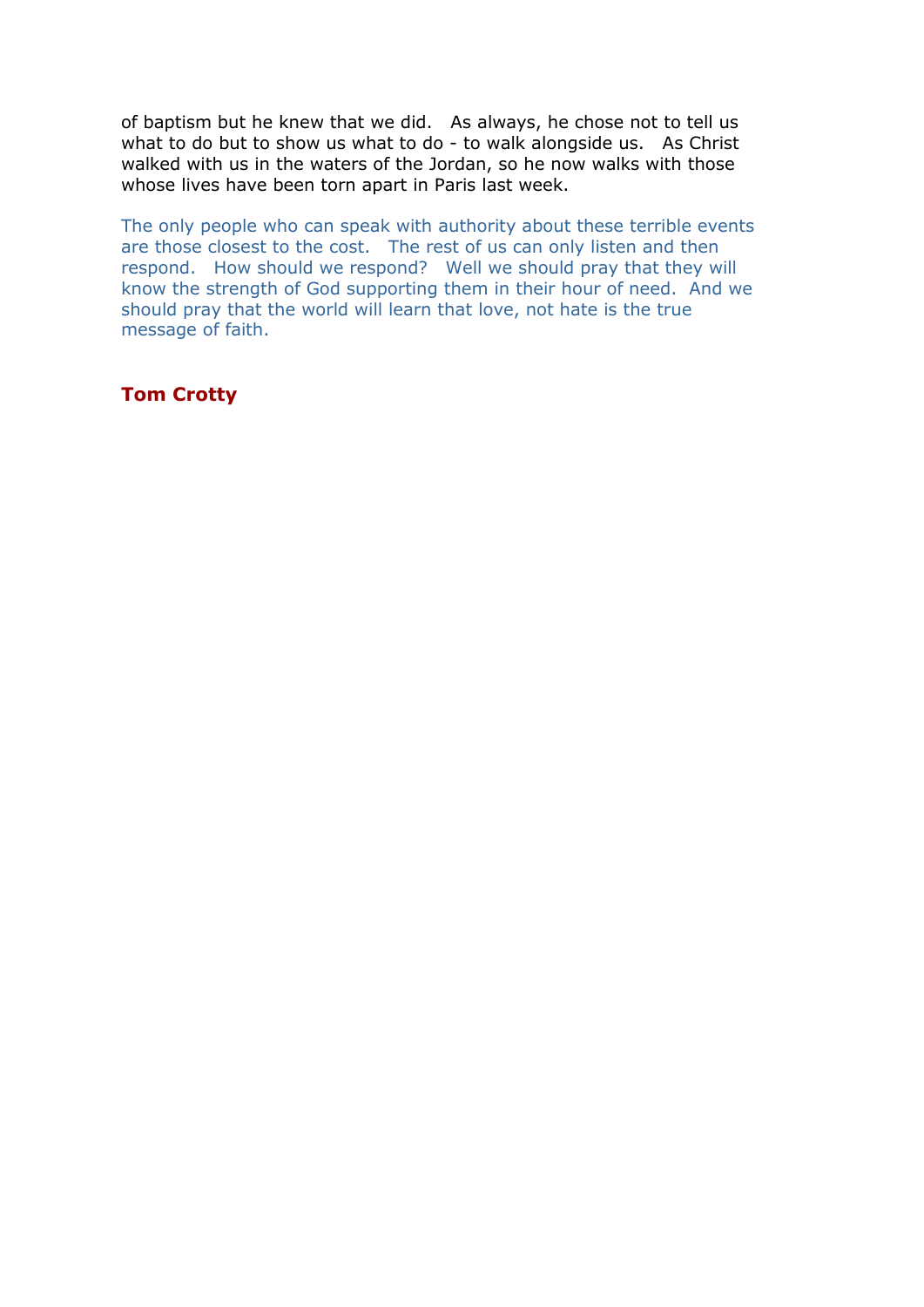of baptism but he knew that we did. As always, he chose not to tell us what to do but to show us what to do - to walk alongside us. As Christ walked with us in the waters of the Jordan, so he now walks with those whose lives have been torn apart in Paris last week.

The only people who can speak with authority about these terrible events are those closest to the cost. The rest of us can only listen and then respond. How should we respond? Well we should pray that they will know the strength of God supporting them in their hour of need. And we should pray that the world will learn that love, not hate is the true message of faith.

**Tom Crotty**